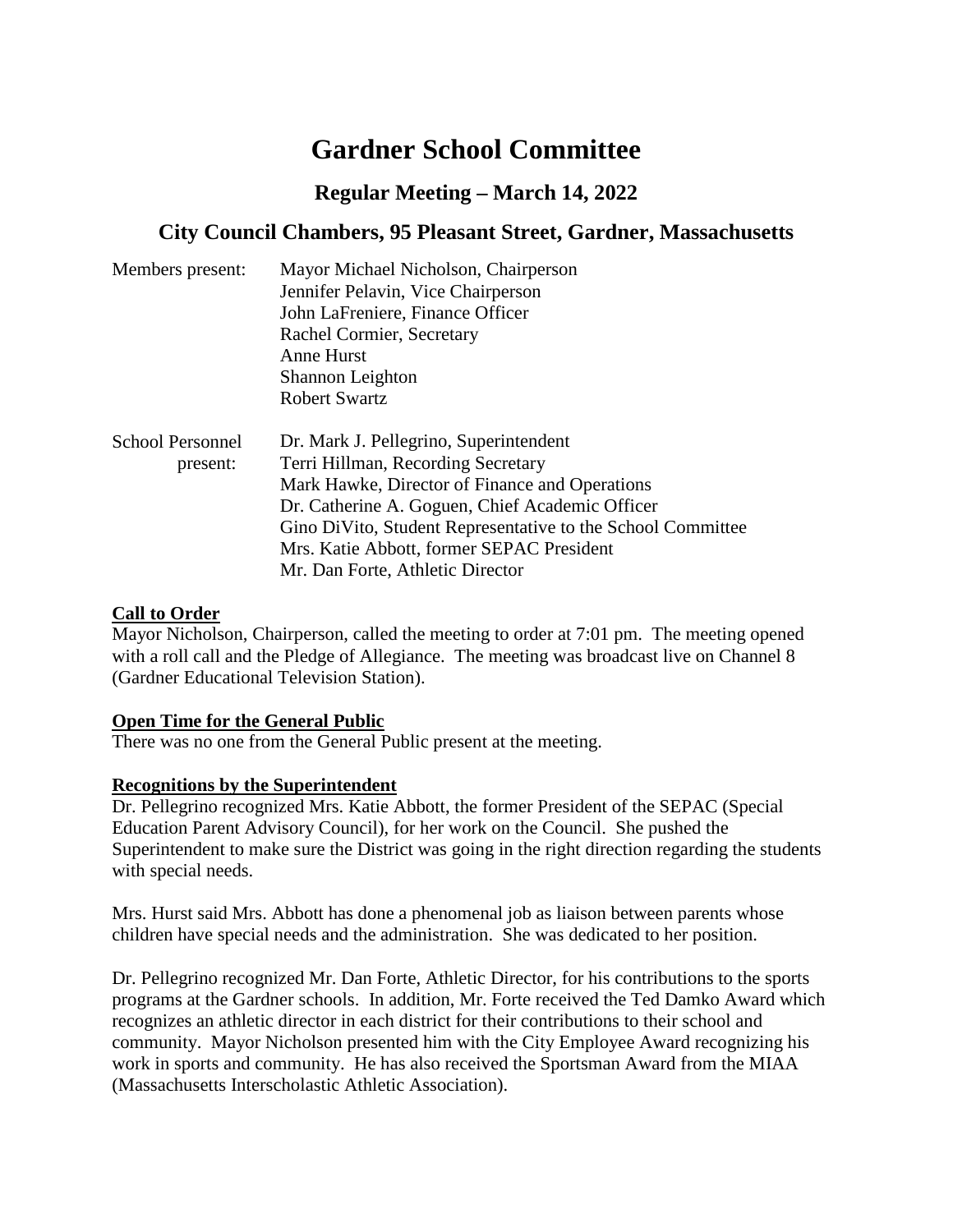# Gardner School Committee

## Regular Meeting – March 14, 2022

## City Council Chambers, 95 Pleasant Street, Gardner, Massachusetts

| | |
|---|---|
| Members present: | Mayor Michael Nicholson, Chairperson<br>Jennifer Pelavin, Vice Chairperson<br>John LaFreniere, Finance Officer<br>Rachel Cormier, Secretary<br>Anne Hurst<br>Shannon Leighton<br>Robert Swartz |
| School Personnel present: | Dr. Mark J. Pellegrino, Superintendent<br>Terri Hillman, Recording Secretary<br>Mark Hawke, Director of Finance and Operations<br>Dr. Catherine A. Goguen, Chief Academic Officer<br>Gino DiVito, Student Representative to the School Committee<br>Mrs. Katie Abbott, former SEPAC President<br>Mr. Dan Forte, Athletic Director |

**Call to Order**

Mayor Nicholson, Chairperson, called the meeting to order at 7:01 pm. The meeting opened with a roll call and the Pledge of Allegiance. The meeting was broadcast live on Channel 8 (Gardner Educational Television Station).

**Open Time for the General Public**

There was no one from the General Public present at the meeting.

**Recognitions by the Superintendent**

Dr. Pellegrino recognized Mrs. Katie Abbott, the former President of the SEPAC (Special Education Parent Advisory Council), for her work on the Council. She pushed the Superintendent to make sure the District was going in the right direction regarding the students with special needs.

Mrs. Hurst said Mrs. Abbott has done a phenomenal job as liaison between parents whose children have special needs and the administration. She was dedicated to her position.

Dr. Pellegrino recognized Mr. Dan Forte, Athletic Director, for his contributions to the sports programs at the Gardner schools. In addition, Mr. Forte received the Ted Damko Award which recognizes an athletic director in each district for their contributions to their school and community. Mayor Nicholson presented him with the City Employee Award recognizing his work in sports and community. He has also received the Sportsman Award from the MIAA (Massachusetts Interscholastic Athletic Association).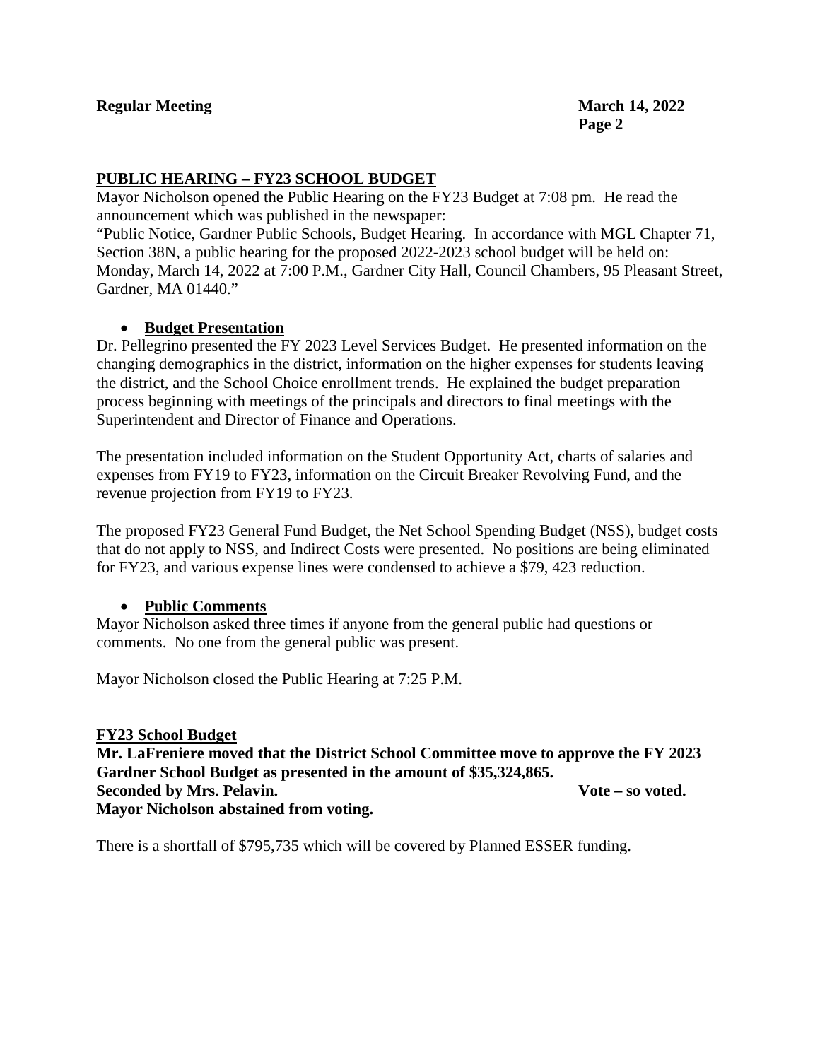## PUBLIC HEARING – FY23 SCHOOL BUDGET

Mayor Nicholson opened the Public Hearing on the FY23 Budget at 7:08 pm. He read the announcement which was published in the newspaper:

"Public Notice, Gardner Public Schools, Budget Hearing. In accordance with MGL Chapter 71, Section 38N, a public hearing for the proposed 2022-2023 school budget will be held on: Monday, March 14, 2022 at 7:00 P.M., Gardner City Hall, Council Chambers, 95 Pleasant Street, Gardner, MA 01440."

- **Budget Presentation**

Dr. Pellegrino presented the FY 2023 Level Services Budget. He presented information on the changing demographics in the district, information on the higher expenses for students leaving the district, and the School Choice enrollment trends. He explained the budget preparation process beginning with meetings of the principals and directors to final meetings with the Superintendent and Director of Finance and Operations.

The presentation included information on the Student Opportunity Act, charts of salaries and expenses from FY19 to FY23, information on the Circuit Breaker Revolving Fund, and the revenue projection from FY19 to FY23.

The proposed FY23 General Fund Budget, the Net School Spending Budget (NSS), budget costs that do not apply to NSS, and Indirect Costs were presented. No positions are being eliminated for FY23, and various expense lines were condensed to achieve a $79, 423 reduction.

- **Public Comments**

Mayor Nicholson asked three times if anyone from the general public had questions or comments. No one from the general public was present.

Mayor Nicholson closed the Public Hearing at 7:25 P.M.

## FY23 School Budget

**Mr. LaFreniere moved that the District School Committee move to approve the FY 2023 Gardner School Budget as presented in the amount of $35,324,865.**
**Seconded by Mrs. Pelavin.** **Vote – so voted.**
**Mayor Nicholson abstained from voting.**

There is a shortfall of $795,735 which will be covered by Planned ESSER funding.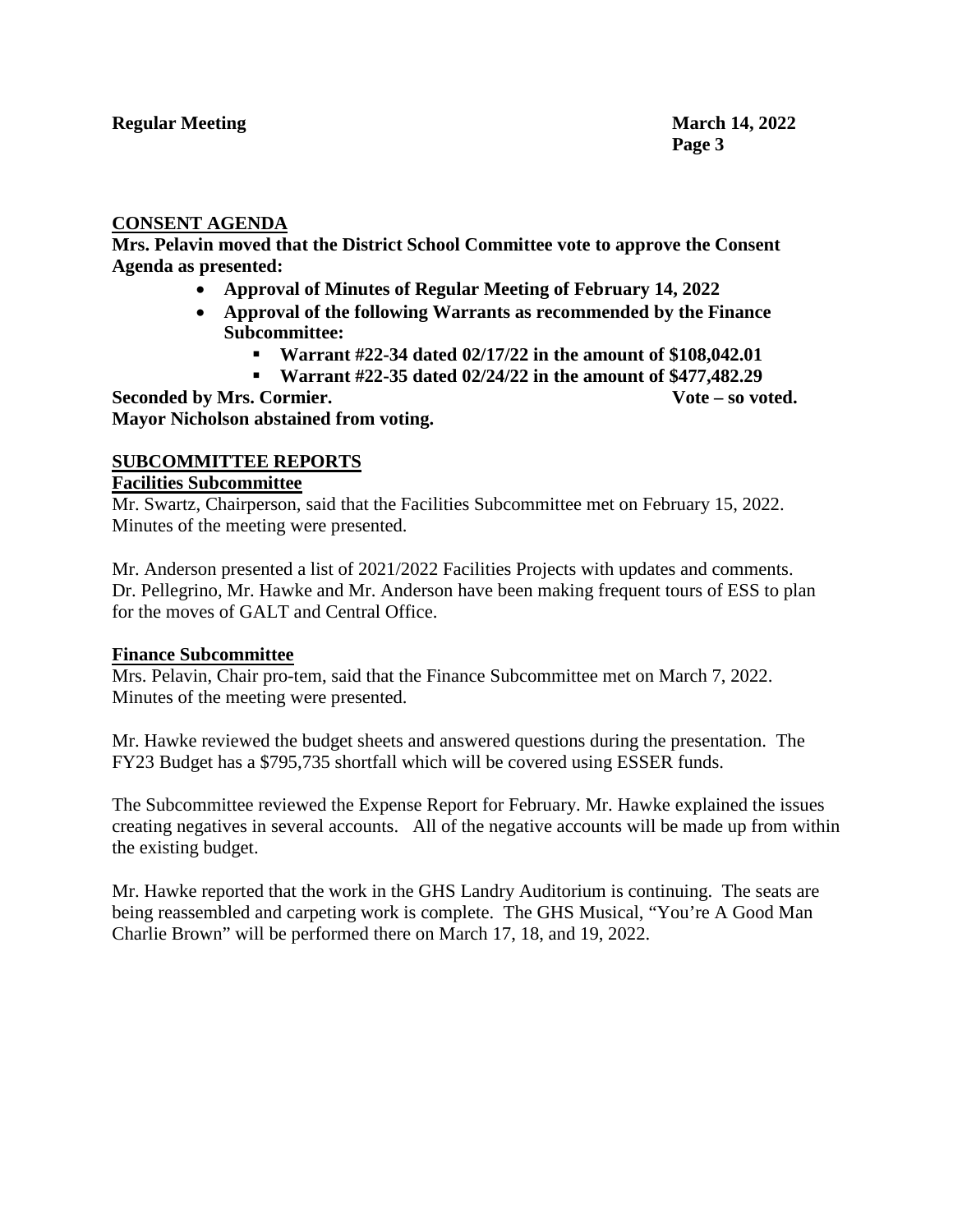## CONSENT AGENDA

**Mrs. Pelavin moved that the District School Committee vote to approve the Consent Agenda as presented:**

- **Approval of Minutes of Regular Meeting of February 14, 2022**
- **Approval of the following Warrants as recommended by the Finance Subcommittee:**
  - **Warrant #22-34 dated 02/17/22 in the amount of $108,042.01**
  - **Warrant #22-35 dated 02/24/22 in the amount of $477,482.29**

**Seconded by Mrs. Cormier.** **Vote – so voted.**
**Mayor Nicholson abstained from voting.**

## SUBCOMMITTEE REPORTS

### Facilities Subcommittee

Mr. Swartz, Chairperson, said that the Facilities Subcommittee met on February 15, 2022. Minutes of the meeting were presented.

Mr. Anderson presented a list of 2021/2022 Facilities Projects with updates and comments. Dr. Pellegrino, Mr. Hawke and Mr. Anderson have been making frequent tours of ESS to plan for the moves of GALT and Central Office.

### Finance Subcommittee

Mrs. Pelavin, Chair pro-tem, said that the Finance Subcommittee met on March 7, 2022. Minutes of the meeting were presented.

Mr. Hawke reviewed the budget sheets and answered questions during the presentation. The FY23 Budget has a $795,735 shortfall which will be covered using ESSER funds.

The Subcommittee reviewed the Expense Report for February. Mr. Hawke explained the issues creating negatives in several accounts. All of the negative accounts will be made up from within the existing budget.

Mr. Hawke reported that the work in the GHS Landry Auditorium is continuing. The seats are being reassembled and carpeting work is complete. The GHS Musical, "You're A Good Man Charlie Brown" will be performed there on March 17, 18, and 19, 2022.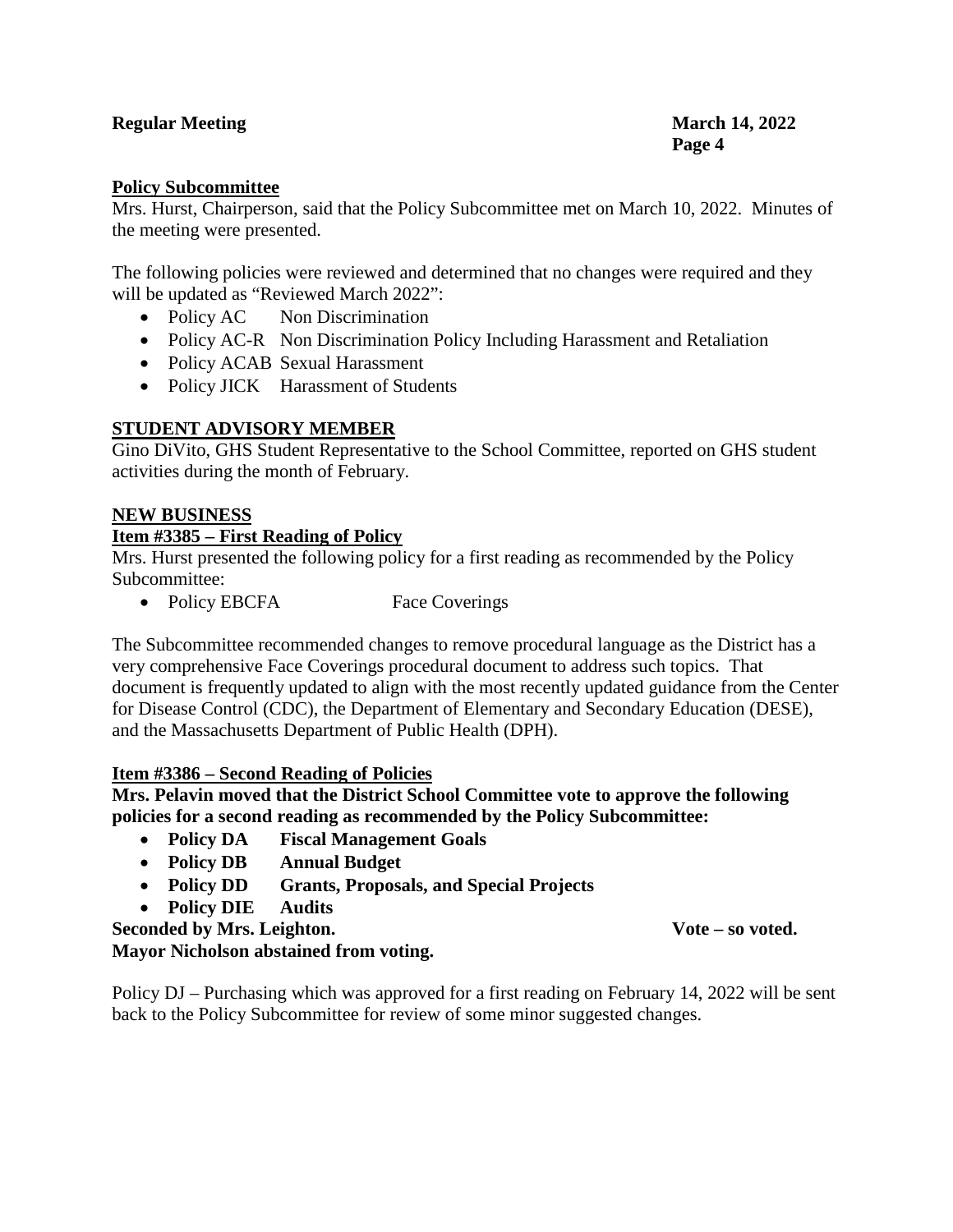**Policy Subcommittee**

Mrs. Hurst, Chairperson, said that the Policy Subcommittee met on March 10, 2022. Minutes of the meeting were presented.

The following policies were reviewed and determined that no changes were required and they will be updated as "Reviewed March 2022":

- Policy AC Non Discrimination
- Policy AC-R Non Discrimination Policy Including Harassment and Retaliation
- Policy ACAB Sexual Harassment
- Policy JICK Harassment of Students

**STUDENT ADVISORY MEMBER**

Gino DiVito, GHS Student Representative to the School Committee, reported on GHS student activities during the month of February.

**NEW BUSINESS**

**Item #3385 – First Reading of Policy**

Mrs. Hurst presented the following policy for a first reading as recommended by the Policy Subcommittee:

- Policy EBCFA Face Coverings

The Subcommittee recommended changes to remove procedural language as the District has a very comprehensive Face Coverings procedural document to address such topics. That document is frequently updated to align with the most recently updated guidance from the Center for Disease Control (CDC), the Department of Elementary and Secondary Education (DESE), and the Massachusetts Department of Public Health (DPH).

**Item #3386 – Second Reading of Policies**

**Mrs. Pelavin moved that the District School Committee vote to approve the following policies for a second reading as recommended by the Policy Subcommittee:**

- **Policy DA Fiscal Management Goals**
- **Policy DB Annual Budget**
- **Policy DD Grants, Proposals, and Special Projects**
- **Policy DIE Audits**

**Seconded by Mrs. Leighton. Vote – so voted.**
**Mayor Nicholson abstained from voting.**

Policy DJ – Purchasing which was approved for a first reading on February 14, 2022 will be sent back to the Policy Subcommittee for review of some minor suggested changes.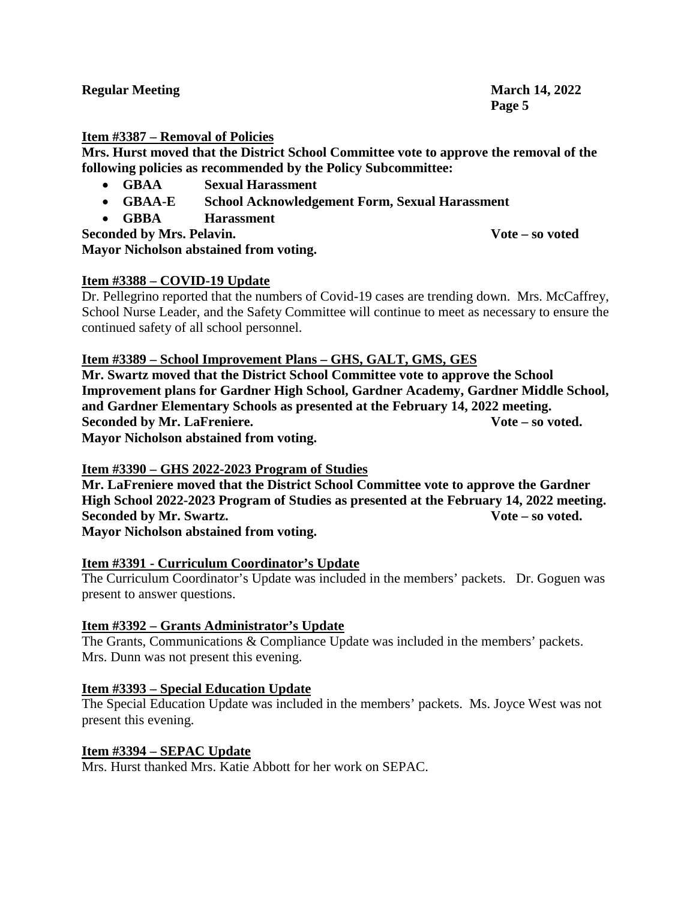**Item #3387 – Removal of Policies**

**Mrs. Hurst moved that the District School Committee vote to approve the removal of the following policies as recommended by the Policy Subcommittee:**

- **GBAA Sexual Harassment**
- **GBAA-E School Acknowledgement Form, Sexual Harassment**
- **GBBA Harassment**

**Seconded by Mrs. Pelavin. Vote – so voted**
**Mayor Nicholson abstained from voting.**

**Item #3388 – COVID-19 Update**

Dr. Pellegrino reported that the numbers of Covid-19 cases are trending down. Mrs. McCaffrey, School Nurse Leader, and the Safety Committee will continue to meet as necessary to ensure the continued safety of all school personnel.

**Item #3389 – School Improvement Plans – GHS, GALT, GMS, GES**

**Mr. Swartz moved that the District School Committee vote to approve the School Improvement plans for Gardner High School, Gardner Academy, Gardner Middle School, and Gardner Elementary Schools as presented at the February 14, 2022 meeting.**
**Seconded by Mr. LaFreniere. Vote – so voted.**
**Mayor Nicholson abstained from voting.**

**Item #3390 – GHS 2022-2023 Program of Studies**

**Mr. LaFreniere moved that the District School Committee vote to approve the Gardner High School 2022-2023 Program of Studies as presented at the February 14, 2022 meeting.**
**Seconded by Mr. Swartz. Vote – so voted.**
**Mayor Nicholson abstained from voting.**

**Item #3391 - Curriculum Coordinator's Update**

The Curriculum Coordinator's Update was included in the members' packets. Dr. Goguen was present to answer questions.

**Item #3392 – Grants Administrator's Update**

The Grants, Communications & Compliance Update was included in the members' packets. Mrs. Dunn was not present this evening.

**Item #3393 – Special Education Update**

The Special Education Update was included in the members' packets. Ms. Joyce West was not present this evening.

**Item #3394 – SEPAC Update**

Mrs. Hurst thanked Mrs. Katie Abbott for her work on SEPAC.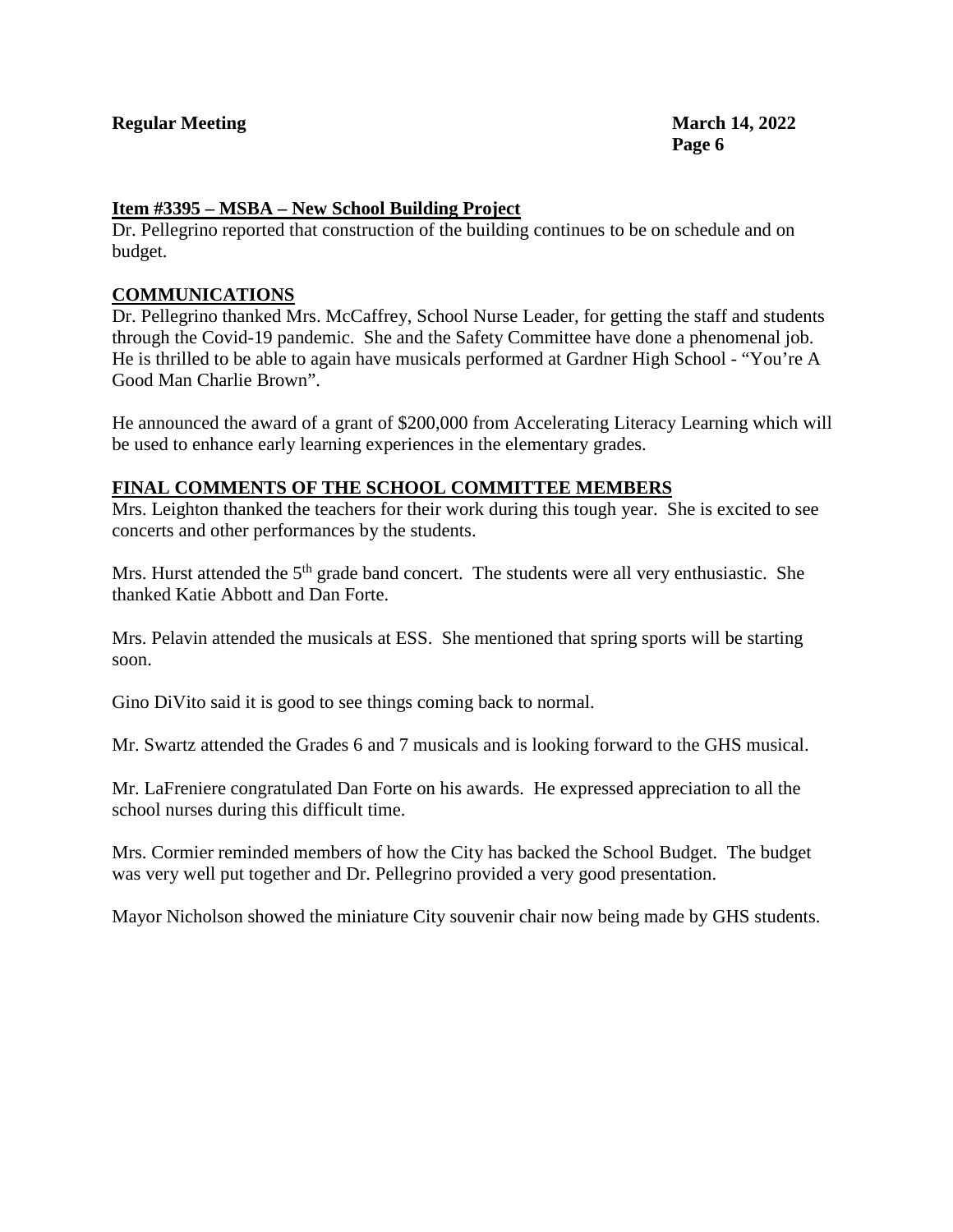**Item #3395 – MSBA – New School Building Project**

Dr. Pellegrino reported that construction of the building continues to be on schedule and on budget.

**COMMUNICATIONS**

Dr. Pellegrino thanked Mrs. McCaffrey, School Nurse Leader, for getting the staff and students through the Covid-19 pandemic. She and the Safety Committee have done a phenomenal job. He is thrilled to be able to again have musicals performed at Gardner High School - "You're A Good Man Charlie Brown".

He announced the award of a grant of $200,000 from Accelerating Literacy Learning which will be used to enhance early learning experiences in the elementary grades.

**FINAL COMMENTS OF THE SCHOOL COMMITTEE MEMBERS**

Mrs. Leighton thanked the teachers for their work during this tough year. She is excited to see concerts and other performances by the students.

Mrs. Hurst attended the 5th grade band concert. The students were all very enthusiastic. She thanked Katie Abbott and Dan Forte.

Mrs. Pelavin attended the musicals at ESS. She mentioned that spring sports will be starting soon.

Gino DiVito said it is good to see things coming back to normal.

Mr. Swartz attended the Grades 6 and 7 musicals and is looking forward to the GHS musical.

Mr. LaFreniere congratulated Dan Forte on his awards. He expressed appreciation to all the school nurses during this difficult time.

Mrs. Cormier reminded members of how the City has backed the School Budget. The budget was very well put together and Dr. Pellegrino provided a very good presentation.

Mayor Nicholson showed the miniature City souvenir chair now being made by GHS students.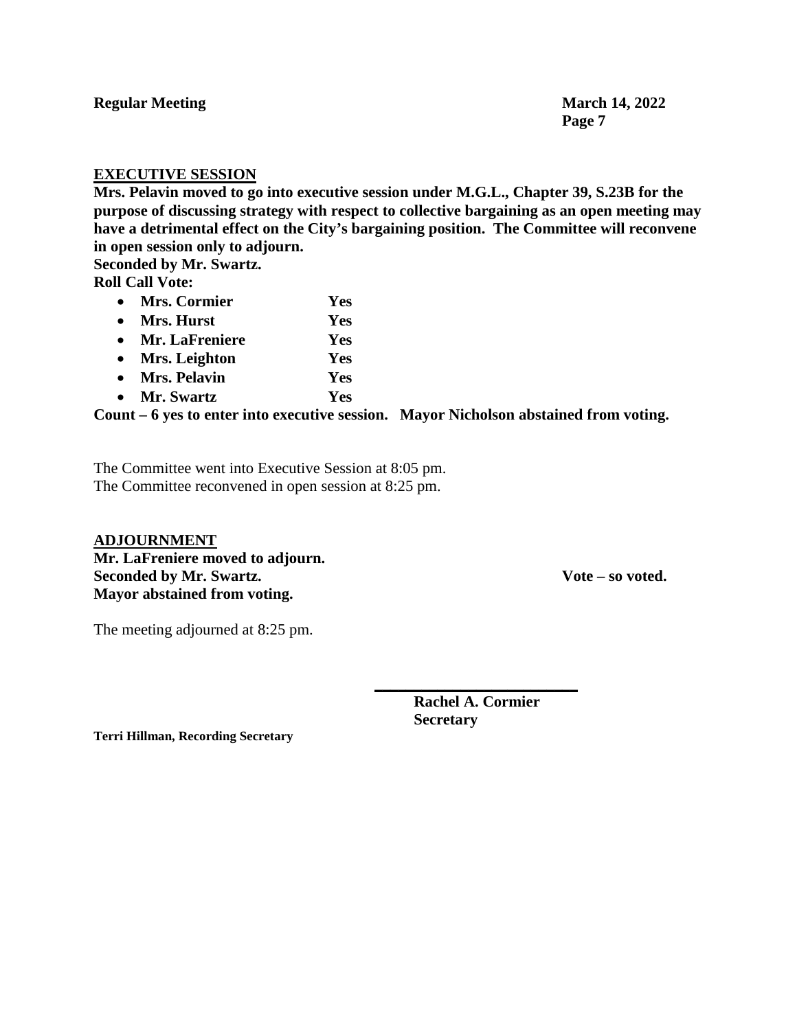## EXECUTIVE SESSION

**Mrs. Pelavin moved to go into executive session under M.G.L., Chapter 39, S.23B for the purpose of discussing strategy with respect to collective bargaining as an open meeting may have a detrimental effect on the City's bargaining position. The Committee will reconvene in open session only to adjourn.**
**Seconded by Mr. Swartz.**
**Roll Call Vote:**

- **Mrs. Cormier Yes**
- **Mrs. Hurst Yes**
- **Mr. LaFreniere Yes**
- **Mrs. Leighton Yes**
- **Mrs. Pelavin Yes**
- **Mr. Swartz Yes**

**Count – 6 yes to enter into executive session. Mayor Nicholson abstained from voting.**

The Committee went into Executive Session at 8:05 pm.
The Committee reconvened in open session at 8:25 pm.

## ADJOURNMENT

**Mr. LaFreniere moved to adjourn.**
**Seconded by Mr. Swartz. Vote – so voted.**
**Mayor abstained from voting.**

The meeting adjourned at 8:25 pm.

**Rachel A. Cormier**
**Secretary**

**Terri Hillman, Recording Secretary**